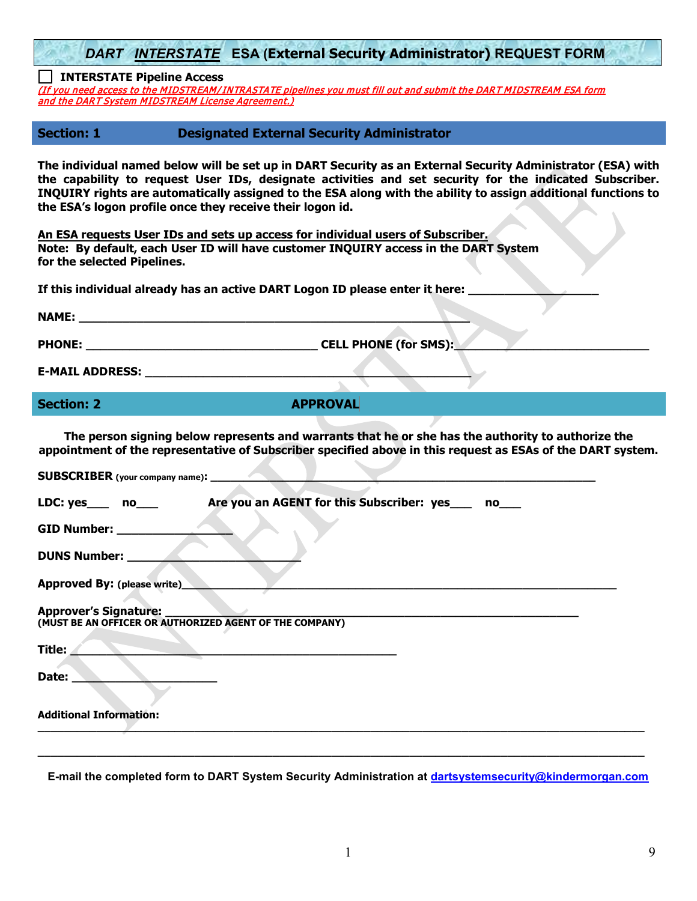# *DART* *INTERSTATE* ESA (External Security Administrator) REQUEST FORM

☐ **INTERSTATE Pipeline Access**

*(If you need access to the MIDSTREAM/INTRASTATE pipelines you must fill out and submit the DART MIDSTREAM ESA form and the DART System MIDSTREAM License Agreement.)*

## Section: 1 Designated External Security Administrator

**The individual named below will be set up in DART Security as an External Security Administrator (ESA) with the capability to request User IDs, designate activities and set security for the indicated Subscriber. INQUIRY rights are automatically assigned to the ESA along with the ability to assign additional functions to the ESA's logon profile once they receive their logon id.**

**An ESA requests User IDs and sets up access for individual users of Subscriber.**
**Note: By default, each User ID will have customer INQUIRY access in the DART System for the selected Pipelines.**

**If this individual already has an active DART Logon ID please enter it here: ___________________**

**NAME: ________________________________________________________**

**PHONE: _________________________________ CELL PHONE (for SMS):____________________________**

**E-MAIL ADDRESS: ______________________________________________**

## Section: 2 APPROVAL

**The person signing below represents and warrants that he or she has the authority to authorize the appointment of the representative of Subscriber specified above in this request as ESAs of the DART system.**

**SUBSCRIBER** (your company name)**: ________________________________________________________**

**LDC: yes___ no___ Are you an AGENT for this Subscriber: yes___ no___**

**GID Number: _________________**

**DUNS Number: _________________________**

**Approved By:** (please write)**______________________________________________________________**

**Approver's Signature: _____________________________________________________________**
**(MUST BE AN OFFICER OR AUTHORIZED AGENT OF THE COMPANY)**

**Title: _______________________________________________**

**Date: _____________________**

**Additional Information:**

_______________________________________________________________________________________

_______________________________________________________________________________________

**E-mail the completed form to DART System Security Administration at dartsystemsecurity@kindermorgan.com**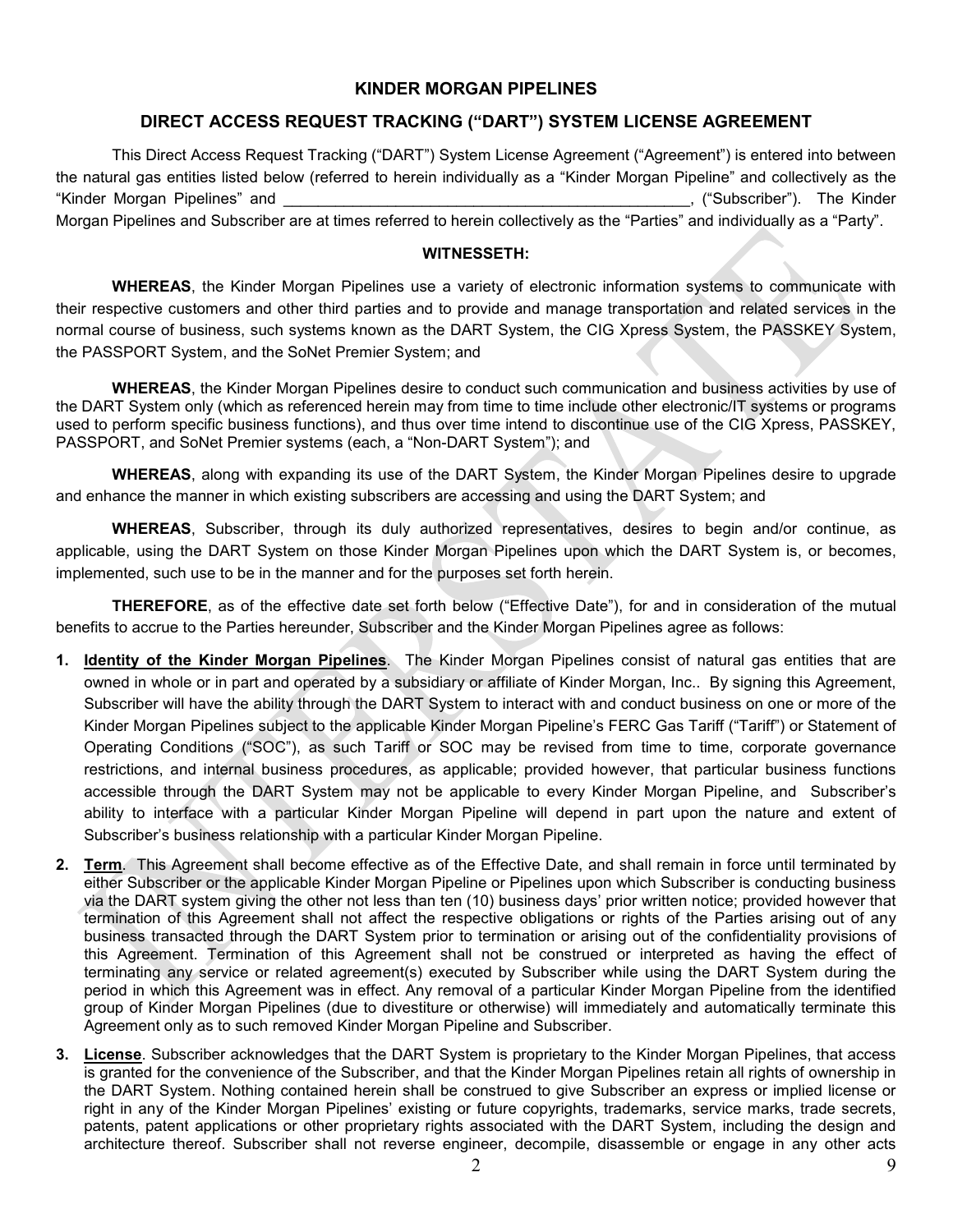**KINDER MORGAN PIPELINES**

**DIRECT ACCESS REQUEST TRACKING ("DART") SYSTEM LICENSE AGREEMENT**

This Direct Access Request Tracking ("DART") System License Agreement ("Agreement") is entered into between the natural gas entities listed below (referred to herein individually as a "Kinder Morgan Pipeline" and collectively as the "Kinder Morgan Pipelines" and _________________________________________________, ("Subscriber"). The Kinder Morgan Pipelines and Subscriber are at times referred to herein collectively as the "Parties" and individually as a "Party".

**WITNESSETH:**

**WHEREAS**, the Kinder Morgan Pipelines use a variety of electronic information systems to communicate with their respective customers and other third parties and to provide and manage transportation and related services in the normal course of business, such systems known as the DART System, the CIG Xpress System, the PASSKEY System, the PASSPORT System, and the SoNet Premier System; and

**WHEREAS**, the Kinder Morgan Pipelines desire to conduct such communication and business activities by use of the DART System only (which as referenced herein may from time to time include other electronic/IT systems or programs used to perform specific business functions), and thus over time intend to discontinue use of the CIG Xpress, PASSKEY, PASSPORT, and SoNet Premier systems (each, a "Non-DART System"); and

**WHEREAS**, along with expanding its use of the DART System, the Kinder Morgan Pipelines desire to upgrade and enhance the manner in which existing subscribers are accessing and using the DART System; and

**WHEREAS**, Subscriber, through its duly authorized representatives, desires to begin and/or continue, as applicable, using the DART System on those Kinder Morgan Pipelines upon which the DART System is, or becomes, implemented, such use to be in the manner and for the purposes set forth herein.

**THEREFORE**, as of the effective date set forth below ("Effective Date"), for and in consideration of the mutual benefits to accrue to the Parties hereunder, Subscriber and the Kinder Morgan Pipelines agree as follows:

1. **Identity of the Kinder Morgan Pipelines**. The Kinder Morgan Pipelines consist of natural gas entities that are owned in whole or in part and operated by a subsidiary or affiliate of Kinder Morgan, Inc.. By signing this Agreement, Subscriber will have the ability through the DART System to interact with and conduct business on one or more of the Kinder Morgan Pipelines subject to the applicable Kinder Morgan Pipeline's FERC Gas Tariff ("Tariff") or Statement of Operating Conditions ("SOC"), as such Tariff or SOC may be revised from time to time, corporate governance restrictions, and internal business procedures, as applicable; provided however, that particular business functions accessible through the DART System may not be applicable to every Kinder Morgan Pipeline, and Subscriber's ability to interface with a particular Kinder Morgan Pipeline will depend in part upon the nature and extent of Subscriber's business relationship with a particular Kinder Morgan Pipeline.

2. **Term**. This Agreement shall become effective as of the Effective Date, and shall remain in force until terminated by either Subscriber or the applicable Kinder Morgan Pipeline or Pipelines upon which Subscriber is conducting business via the DART system giving the other not less than ten (10) business days' prior written notice; provided however that termination of this Agreement shall not affect the respective obligations or rights of the Parties arising out of any business transacted through the DART System prior to termination or arising out of the confidentiality provisions of this Agreement. Termination of this Agreement shall not be construed or interpreted as having the effect of terminating any service or related agreement(s) executed by Subscriber while using the DART System during the period in which this Agreement was in effect. Any removal of a particular Kinder Morgan Pipeline from the identified group of Kinder Morgan Pipelines (due to divestiture or otherwise) will immediately and automatically terminate this Agreement only as to such removed Kinder Morgan Pipeline and Subscriber.

3. **License**. Subscriber acknowledges that the DART System is proprietary to the Kinder Morgan Pipelines, that access is granted for the convenience of the Subscriber, and that the Kinder Morgan Pipelines retain all rights of ownership in the DART System. Nothing contained herein shall be construed to give Subscriber an express or implied license or right in any of the Kinder Morgan Pipelines' existing or future copyrights, trademarks, service marks, trade secrets, patents, patent applications or other proprietary rights associated with the DART System, including the design and architecture thereof. Subscriber shall not reverse engineer, decompile, disassemble or engage in any other acts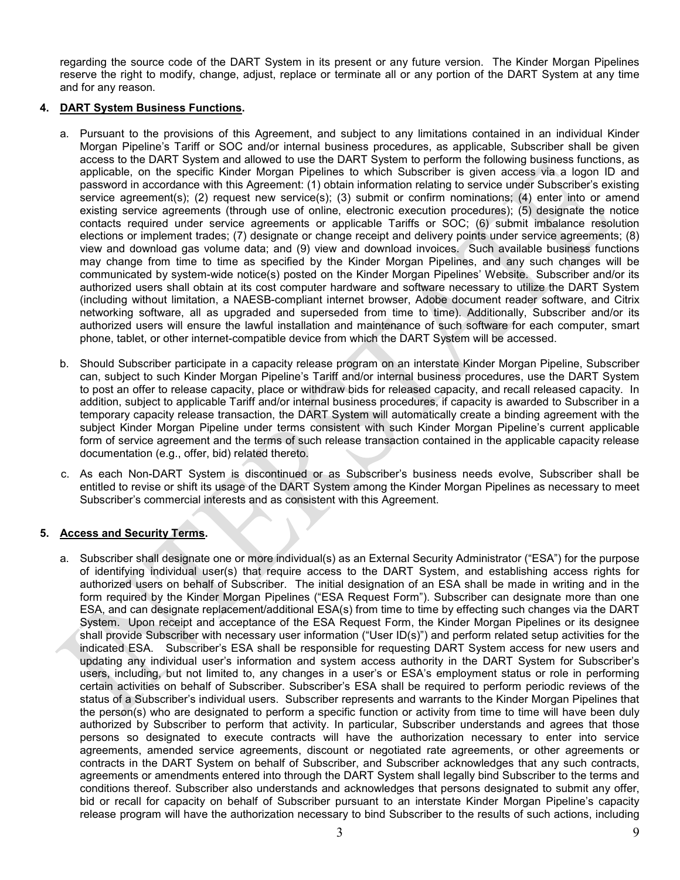regarding the source code of the DART System in its present or any future version. The Kinder Morgan Pipelines reserve the right to modify, change, adjust, replace or terminate all or any portion of the DART System at any time and for any reason.

**4. <u>DART System Business Functions</u>.**

a. Pursuant to the provisions of this Agreement, and subject to any limitations contained in an individual Kinder Morgan Pipeline's Tariff or SOC and/or internal business procedures, as applicable, Subscriber shall be given access to the DART System and allowed to use the DART System to perform the following business functions, as applicable, on the specific Kinder Morgan Pipelines to which Subscriber is given access via a logon ID and password in accordance with this Agreement: (1) obtain information relating to service under Subscriber's existing service agreement(s); (2) request new service(s); (3) submit or confirm nominations; (4) enter into or amend existing service agreements (through use of online, electronic execution procedures); (5) designate the notice contacts required under service agreements or applicable Tariffs or SOC; (6) submit imbalance resolution elections or implement trades; (7) designate or change receipt and delivery points under service agreements; (8) view and download gas volume data; and (9) view and download invoices. Such available business functions may change from time to time as specified by the Kinder Morgan Pipelines, and any such changes will be communicated by system-wide notice(s) posted on the Kinder Morgan Pipelines' Website. Subscriber and/or its authorized users shall obtain at its cost computer hardware and software necessary to utilize the DART System (including without limitation, a NAESB-compliant internet browser, Adobe document reader software, and Citrix networking software, all as upgraded and superseded from time to time). Additionally, Subscriber and/or its authorized users will ensure the lawful installation and maintenance of such software for each computer, smart phone, tablet, or other internet-compatible device from which the DART System will be accessed.

b. Should Subscriber participate in a capacity release program on an interstate Kinder Morgan Pipeline, Subscriber can, subject to such Kinder Morgan Pipeline's Tariff and/or internal business procedures, use the DART System to post an offer to release capacity, place or withdraw bids for released capacity, and recall released capacity. In addition, subject to applicable Tariff and/or internal business procedures, if capacity is awarded to Subscriber in a temporary capacity release transaction, the DART System will automatically create a binding agreement with the subject Kinder Morgan Pipeline under terms consistent with such Kinder Morgan Pipeline's current applicable form of service agreement and the terms of such release transaction contained in the applicable capacity release documentation (e.g., offer, bid) related thereto.

c. As each Non-DART System is discontinued or as Subscriber's business needs evolve, Subscriber shall be entitled to revise or shift its usage of the DART System among the Kinder Morgan Pipelines as necessary to meet Subscriber's commercial interests and as consistent with this Agreement.

**5. <u>Access and Security Terms</u>.**

a. Subscriber shall designate one or more individual(s) as an External Security Administrator ("ESA") for the purpose of identifying individual user(s) that require access to the DART System, and establishing access rights for authorized users on behalf of Subscriber. The initial designation of an ESA shall be made in writing and in the form required by the Kinder Morgan Pipelines ("ESA Request Form"). Subscriber can designate more than one ESA, and can designate replacement/additional ESA(s) from time to time by effecting such changes via the DART System. Upon receipt and acceptance of the ESA Request Form, the Kinder Morgan Pipelines or its designee shall provide Subscriber with necessary user information ("User ID(s)") and perform related setup activities for the indicated ESA. Subscriber's ESA shall be responsible for requesting DART System access for new users and updating any individual user's information and system access authority in the DART System for Subscriber's users, including, but not limited to, any changes in a user's or ESA's employment status or role in performing certain activities on behalf of Subscriber. Subscriber's ESA shall be required to perform periodic reviews of the status of a Subscriber's individual users. Subscriber represents and warrants to the Kinder Morgan Pipelines that the person(s) who are designated to perform a specific function or activity from time to time will have been duly authorized by Subscriber to perform that activity. In particular, Subscriber understands and agrees that those persons so designated to execute contracts will have the authorization necessary to enter into service agreements, amended service agreements, discount or negotiated rate agreements, or other agreements or contracts in the DART System on behalf of Subscriber, and Subscriber acknowledges that any such contracts, agreements or amendments entered into through the DART System shall legally bind Subscriber to the terms and conditions thereof. Subscriber also understands and acknowledges that persons designated to submit any offer, bid or recall for capacity on behalf of Subscriber pursuant to an interstate Kinder Morgan Pipeline's capacity release program will have the authorization necessary to bind Subscriber to the results of such actions, including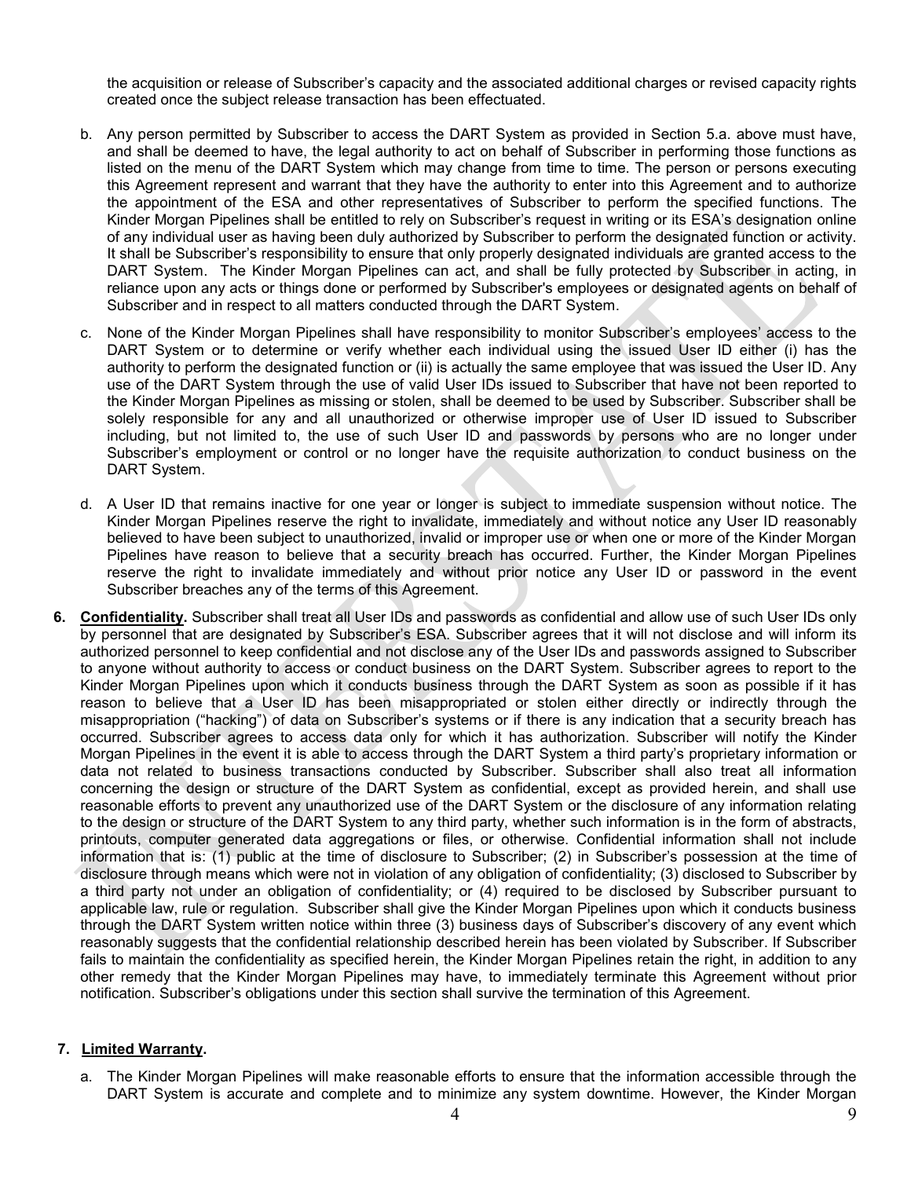the acquisition or release of Subscriber's capacity and the associated additional charges or revised capacity rights created once the subject release transaction has been effectuated.

b. Any person permitted by Subscriber to access the DART System as provided in Section 5.a. above must have, and shall be deemed to have, the legal authority to act on behalf of Subscriber in performing those functions as listed on the menu of the DART System which may change from time to time. The person or persons executing this Agreement represent and warrant that they have the authority to enter into this Agreement and to authorize the appointment of the ESA and other representatives of Subscriber to perform the specified functions. The Kinder Morgan Pipelines shall be entitled to rely on Subscriber's request in writing or its ESA's designation online of any individual user as having been duly authorized by Subscriber to perform the designated function or activity. It shall be Subscriber's responsibility to ensure that only properly designated individuals are granted access to the DART System. The Kinder Morgan Pipelines can act, and shall be fully protected by Subscriber in acting, in reliance upon any acts or things done or performed by Subscriber's employees or designated agents on behalf of Subscriber and in respect to all matters conducted through the DART System.

c. None of the Kinder Morgan Pipelines shall have responsibility to monitor Subscriber's employees' access to the DART System or to determine or verify whether each individual using the issued User ID either (i) has the authority to perform the designated function or (ii) is actually the same employee that was issued the User ID. Any use of the DART System through the use of valid User IDs issued to Subscriber that have not been reported to the Kinder Morgan Pipelines as missing or stolen, shall be deemed to be used by Subscriber. Subscriber shall be solely responsible for any and all unauthorized or otherwise improper use of User ID issued to Subscriber including, but not limited to, the use of such User ID and passwords by persons who are no longer under Subscriber's employment or control or no longer have the requisite authorization to conduct business on the DART System.

d. A User ID that remains inactive for one year or longer is subject to immediate suspension without notice. The Kinder Morgan Pipelines reserve the right to invalidate, immediately and without notice any User ID reasonably believed to have been subject to unauthorized, invalid or improper use or when one or more of the Kinder Morgan Pipelines have reason to believe that a security breach has occurred. Further, the Kinder Morgan Pipelines reserve the right to invalidate immediately and without prior notice any User ID or password in the event Subscriber breaches any of the terms of this Agreement.

6. **<u>Confidentiality</u>.** Subscriber shall treat all User IDs and passwords as confidential and allow use of such User IDs only by personnel that are designated by Subscriber's ESA. Subscriber agrees that it will not disclose and will inform its authorized personnel to keep confidential and not disclose any of the User IDs and passwords assigned to Subscriber to anyone without authority to access or conduct business on the DART System. Subscriber agrees to report to the Kinder Morgan Pipelines upon which it conducts business through the DART System as soon as possible if it has reason to believe that a User ID has been misappropriated or stolen either directly or indirectly through the misappropriation ("hacking") of data on Subscriber's systems or if there is any indication that a security breach has occurred. Subscriber agrees to access data only for which it has authorization. Subscriber will notify the Kinder Morgan Pipelines in the event it is able to access through the DART System a third party's proprietary information or data not related to business transactions conducted by Subscriber. Subscriber shall also treat all information concerning the design or structure of the DART System as confidential, except as provided herein, and shall use reasonable efforts to prevent any unauthorized use of the DART System or the disclosure of any information relating to the design or structure of the DART System to any third party, whether such information is in the form of abstracts, printouts, computer generated data aggregations or files, or otherwise. Confidential information shall not include information that is: (1) public at the time of disclosure to Subscriber; (2) in Subscriber's possession at the time of disclosure through means which were not in violation of any obligation of confidentiality; (3) disclosed to Subscriber by a third party not under an obligation of confidentiality; or (4) required to be disclosed by Subscriber pursuant to applicable law, rule or regulation. Subscriber shall give the Kinder Morgan Pipelines upon which it conducts business through the DART System written notice within three (3) business days of Subscriber's discovery of any event which reasonably suggests that the confidential relationship described herein has been violated by Subscriber. If Subscriber fails to maintain the confidentiality as specified herein, the Kinder Morgan Pipelines retain the right, in addition to any other remedy that the Kinder Morgan Pipelines may have, to immediately terminate this Agreement without prior notification. Subscriber's obligations under this section shall survive the termination of this Agreement.

7. **<u>Limited Warranty</u>.**

a. The Kinder Morgan Pipelines will make reasonable efforts to ensure that the information accessible through the DART System is accurate and complete and to minimize any system downtime. However, the Kinder Morgan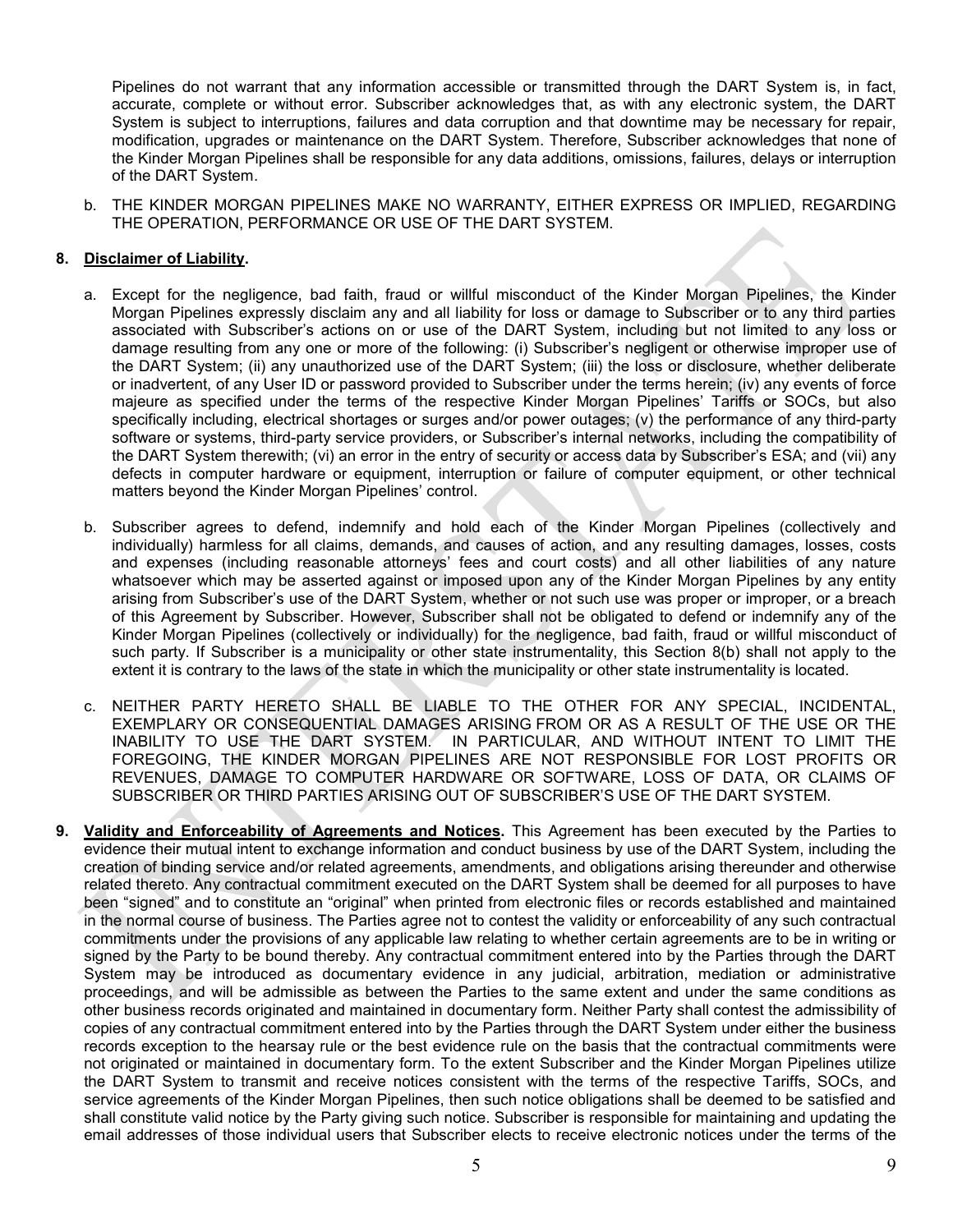Pipelines do not warrant that any information accessible or transmitted through the DART System is, in fact, accurate, complete or without error. Subscriber acknowledges that, as with any electronic system, the DART System is subject to interruptions, failures and data corruption and that downtime may be necessary for repair, modification, upgrades or maintenance on the DART System. Therefore, Subscriber acknowledges that none of the Kinder Morgan Pipelines shall be responsible for any data additions, omissions, failures, delays or interruption of the DART System.

b. THE KINDER MORGAN PIPELINES MAKE NO WARRANTY, EITHER EXPRESS OR IMPLIED, REGARDING THE OPERATION, PERFORMANCE OR USE OF THE DART SYSTEM.

**8. <u>Disclaimer of Liability</u>.**

a. Except for the negligence, bad faith, fraud or willful misconduct of the Kinder Morgan Pipelines, the Kinder Morgan Pipelines expressly disclaim any and all liability for loss or damage to Subscriber or to any third parties associated with Subscriber's actions on or use of the DART System, including but not limited to any loss or damage resulting from any one or more of the following: (i) Subscriber's negligent or otherwise improper use of the DART System; (ii) any unauthorized use of the DART System; (iii) the loss or disclosure, whether deliberate or inadvertent, of any User ID or password provided to Subscriber under the terms herein; (iv) any events of force majeure as specified under the terms of the respective Kinder Morgan Pipelines' Tariffs or SOCs, but also specifically including, electrical shortages or surges and/or power outages; (v) the performance of any third-party software or systems, third-party service providers, or Subscriber's internal networks, including the compatibility of the DART System therewith; (vi) an error in the entry of security or access data by Subscriber's ESA; and (vii) any defects in computer hardware or equipment, interruption or failure of computer equipment, or other technical matters beyond the Kinder Morgan Pipelines' control.

b. Subscriber agrees to defend, indemnify and hold each of the Kinder Morgan Pipelines (collectively and individually) harmless for all claims, demands, and causes of action, and any resulting damages, losses, costs and expenses (including reasonable attorneys' fees and court costs) and all other liabilities of any nature whatsoever which may be asserted against or imposed upon any of the Kinder Morgan Pipelines by any entity arising from Subscriber's use of the DART System, whether or not such use was proper or improper, or a breach of this Agreement by Subscriber. However, Subscriber shall not be obligated to defend or indemnify any of the Kinder Morgan Pipelines (collectively or individually) for the negligence, bad faith, fraud or willful misconduct of such party. If Subscriber is a municipality or other state instrumentality, this Section 8(b) shall not apply to the extent it is contrary to the laws of the state in which the municipality or other state instrumentality is located.

c. NEITHER PARTY HERETO SHALL BE LIABLE TO THE OTHER FOR ANY SPECIAL, INCIDENTAL, EXEMPLARY OR CONSEQUENTIAL DAMAGES ARISING FROM OR AS A RESULT OF THE USE OR THE INABILITY TO USE THE DART SYSTEM. IN PARTICULAR, AND WITHOUT INTENT TO LIMIT THE FOREGOING, THE KINDER MORGAN PIPELINES ARE NOT RESPONSIBLE FOR LOST PROFITS OR REVENUES, DAMAGE TO COMPUTER HARDWARE OR SOFTWARE, LOSS OF DATA, OR CLAIMS OF SUBSCRIBER OR THIRD PARTIES ARISING OUT OF SUBSCRIBER'S USE OF THE DART SYSTEM.

**9. <u>Validity and Enforceability of Agreements and Notices</u>.** This Agreement has been executed by the Parties to evidence their mutual intent to exchange information and conduct business by use of the DART System, including the creation of binding service and/or related agreements, amendments, and obligations arising thereunder and otherwise related thereto. Any contractual commitment executed on the DART System shall be deemed for all purposes to have been "signed" and to constitute an "original" when printed from electronic files or records established and maintained in the normal course of business. The Parties agree not to contest the validity or enforceability of any such contractual commitments under the provisions of any applicable law relating to whether certain agreements are to be in writing or signed by the Party to be bound thereby. Any contractual commitment entered into by the Parties through the DART System may be introduced as documentary evidence in any judicial, arbitration, mediation or administrative proceedings, and will be admissible as between the Parties to the same extent and under the same conditions as other business records originated and maintained in documentary form. Neither Party shall contest the admissibility of copies of any contractual commitment entered into by the Parties through the DART System under either the business records exception to the hearsay rule or the best evidence rule on the basis that the contractual commitments were not originated or maintained in documentary form. To the extent Subscriber and the Kinder Morgan Pipelines utilize the DART System to transmit and receive notices consistent with the terms of the respective Tariffs, SOCs, and service agreements of the Kinder Morgan Pipelines, then such notice obligations shall be deemed to be satisfied and shall constitute valid notice by the Party giving such notice. Subscriber is responsible for maintaining and updating the email addresses of those individual users that Subscriber elects to receive electronic notices under the terms of the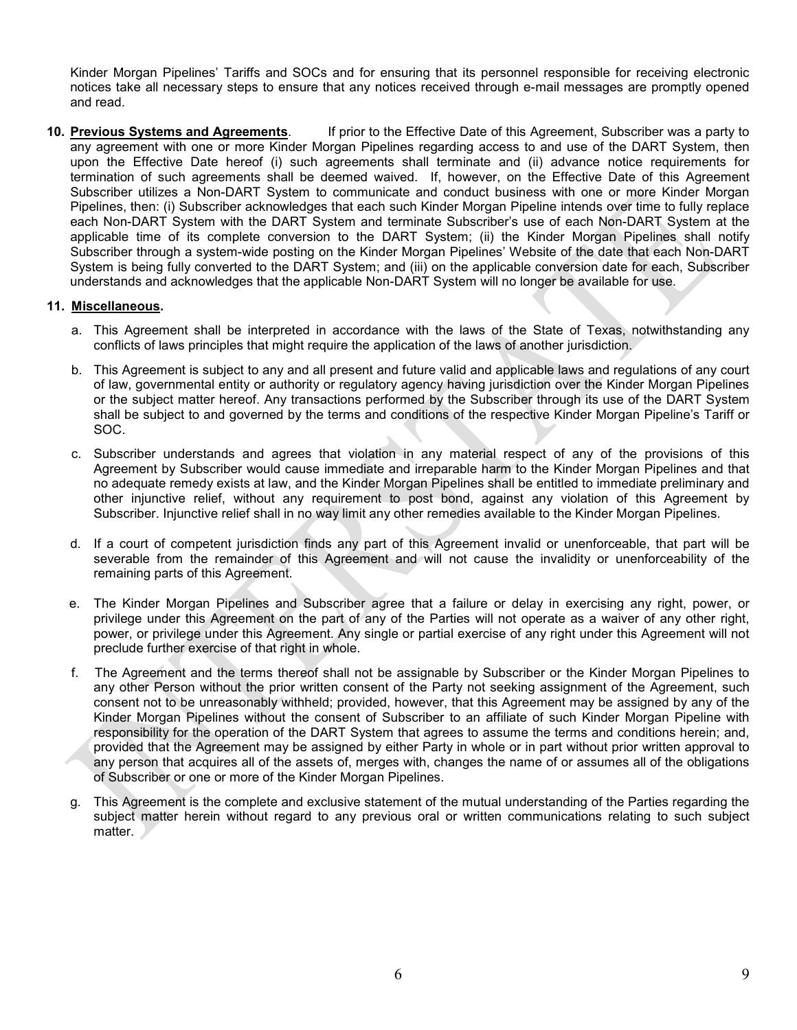Kinder Morgan Pipelines' Tariffs and SOCs and for ensuring that its personnel responsible for receiving electronic notices take all necessary steps to ensure that any notices received through e-mail messages are promptly opened and read.

**10. Previous Systems and Agreements**. If prior to the Effective Date of this Agreement, Subscriber was a party to any agreement with one or more Kinder Morgan Pipelines regarding access to and use of the DART System, then upon the Effective Date hereof (i) such agreements shall terminate and (ii) advance notice requirements for termination of such agreements shall be deemed waived. If, however, on the Effective Date of this Agreement Subscriber utilizes a Non-DART System to communicate and conduct business with one or more Kinder Morgan Pipelines, then: (i) Subscriber acknowledges that each such Kinder Morgan Pipeline intends over time to fully replace each Non-DART System with the DART System and terminate Subscriber's use of each Non-DART System at the applicable time of its complete conversion to the DART System; (ii) the Kinder Morgan Pipelines shall notify Subscriber through a system-wide posting on the Kinder Morgan Pipelines' Website of the date that each Non-DART System is being fully converted to the DART System; and (iii) on the applicable conversion date for each, Subscriber understands and acknowledges that the applicable Non-DART System will no longer be available for use.

**11. Miscellaneous.**

a. This Agreement shall be interpreted in accordance with the laws of the State of Texas, notwithstanding any conflicts of laws principles that might require the application of the laws of another jurisdiction.

b. This Agreement is subject to any and all present and future valid and applicable laws and regulations of any court of law, governmental entity or authority or regulatory agency having jurisdiction over the Kinder Morgan Pipelines or the subject matter hereof. Any transactions performed by the Subscriber through its use of the DART System shall be subject to and governed by the terms and conditions of the respective Kinder Morgan Pipeline's Tariff or SOC.

c. Subscriber understands and agrees that violation in any material respect of any of the provisions of this Agreement by Subscriber would cause immediate and irreparable harm to the Kinder Morgan Pipelines and that no adequate remedy exists at law, and the Kinder Morgan Pipelines shall be entitled to immediate preliminary and other injunctive relief, without any requirement to post bond, against any violation of this Agreement by Subscriber. Injunctive relief shall in no way limit any other remedies available to the Kinder Morgan Pipelines.

d. If a court of competent jurisdiction finds any part of this Agreement invalid or unenforceable, that part will be severable from the remainder of this Agreement and will not cause the invalidity or unenforceability of the remaining parts of this Agreement.

e. The Kinder Morgan Pipelines and Subscriber agree that a failure or delay in exercising any right, power, or privilege under this Agreement on the part of any of the Parties will not operate as a waiver of any other right, power, or privilege under this Agreement. Any single or partial exercise of any right under this Agreement will not preclude further exercise of that right in whole.

f. The Agreement and the terms thereof shall not be assignable by Subscriber or the Kinder Morgan Pipelines to any other Person without the prior written consent of the Party not seeking assignment of the Agreement, such consent not to be unreasonably withheld; provided, however, that this Agreement may be assigned by any of the Kinder Morgan Pipelines without the consent of Subscriber to an affiliate of such Kinder Morgan Pipeline with responsibility for the operation of the DART System that agrees to assume the terms and conditions herein; and, provided that the Agreement may be assigned by either Party in whole or in part without prior written approval to any person that acquires all of the assets of, merges with, changes the name of or assumes all of the obligations of Subscriber or one or more of the Kinder Morgan Pipelines.

g. This Agreement is the complete and exclusive statement of the mutual understanding of the Parties regarding the subject matter herein without regard to any previous oral or written communications relating to such subject matter.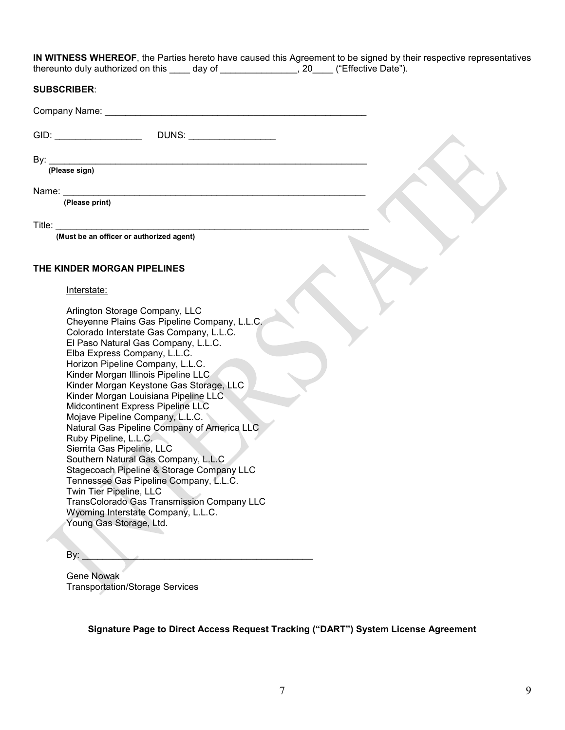**IN WITNESS WHEREOF**, the Parties hereto have caused this Agreement to be signed by their respective representatives thereunto duly authorized on this ____ day of _______________, 20____ ("Effective Date").

**SUBSCRIBER**:

Company Name: _____________________________________________________

GID: _________________ DUNS: _________________

By: _________________________________________________________________
**(Please sign)**

Name: _______________________________________________________________
**(Please print)**

Title: _______________________________________________________________
**(Must be an officer or authorized agent)**

**THE KINDER MORGAN PIPELINES**

Interstate:

Arlington Storage Company, LLC
Cheyenne Plains Gas Pipeline Company, L.L.C.
Colorado Interstate Gas Company, L.L.C.
El Paso Natural Gas Company, L.L.C.
Elba Express Company, L.L.C.
Horizon Pipeline Company, L.L.C.
Kinder Morgan Illinois Pipeline LLC
Kinder Morgan Keystone Gas Storage, LLC
Kinder Morgan Louisiana Pipeline LLC
Midcontinent Express Pipeline LLC
Mojave Pipeline Company, L.L.C.
Natural Gas Pipeline Company of America LLC
Ruby Pipeline, L.L.C.
Sierrita Gas Pipeline, LLC
Southern Natural Gas Company, L.L.C
Stagecoach Pipeline & Storage Company LLC
Tennessee Gas Pipeline Company, L.L.C.
Twin Tier Pipeline, LLC
TransColorado Gas Transmission Company LLC
Wyoming Interstate Company, L.L.C.
Young Gas Storage, Ltd.

By: ______________________________________________

Gene Nowak
Transportation/Storage Services

**Signature Page to Direct Access Request Tracking ("DART") System License Agreement**